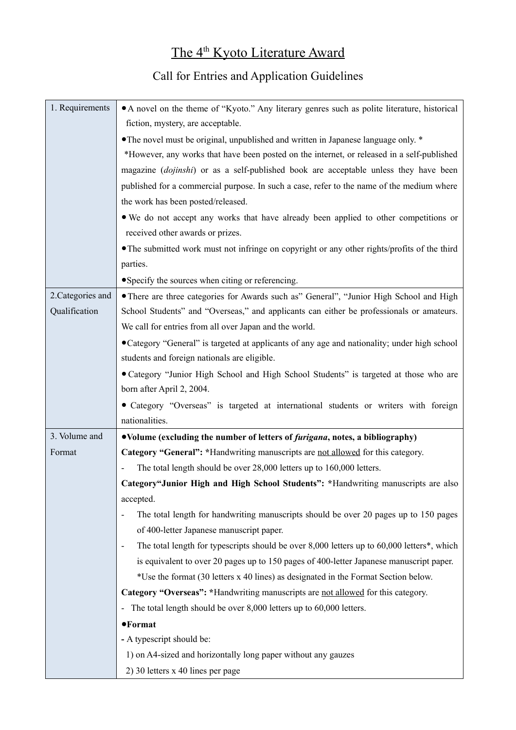# The 4th Kyoto Literature Award

## Call for Entries and Application Guidelines

| | |
|---|---|
| 1. Requirements | • A novel on the theme of "Kyoto." Any literary genres such as polite literature, historical fiction, mystery, are acceptable.<br>• The novel must be original, unpublished and written in Japanese language only. *<br>*However, any works that have been posted on the internet, or released in a self-published magazine (*dojinshi*) or as a self-published book are acceptable unless they have been published for a commercial purpose. In such a case, refer to the name of the medium where the work has been posted/released.<br>• We do not accept any works that have already been applied to other competitions or received other awards or prizes.<br>• The submitted work must not infringe on copyright or any other rights/profits of the third parties.<br>• Specify the sources when citing or referencing. |
| 2. Categories and Qualification | • There are three categories for Awards such as" General", "Junior High School and High School Students" and "Overseas," and applicants can either be professionals or amateurs. We call for entries from all over Japan and the world.<br>• Category "General" is targeted at applicants of any age and nationality; under high school students and foreign nationals are eligible.<br>• Category "Junior High School and High School Students" is targeted at those who are born after April 2, 2004.<br>• Category "Overseas" is targeted at international students or writers with foreign nationalities. |
| 3. Volume and Format | • **Volume (excluding the number of letters of *furigana*, notes, a bibliography)**<br>**Category "General": ***Handwriting manuscripts are <u>not allowed</u> for this category.<br>- The total length should be over 28,000 letters up to 160,000 letters.<br>**Category"Junior High and High School Students": ***Handwriting manuscripts are also accepted.<br>- The total length for handwriting manuscripts should be over 20 pages up to 150 pages of 400-letter Japanese manuscript paper.<br>- The total length for typescripts should be over 8,000 letters up to 60,000 letters*, which is equivalent to over 20 pages up to 150 pages of 400-letter Japanese manuscript paper.<br>*Use the format (30 letters x 40 lines) as designated in the Format Section below.<br>**Category "Overseas": ***Handwriting manuscripts are <u>not allowed</u> for this category.<br>- The total length should be over 8,000 letters up to 60,000 letters.<br>• **Format**<br>**-** A typescript should be:<br>1) on A4-sized and horizontally long paper without any gauzes<br>2) 30 letters x 40 lines per page |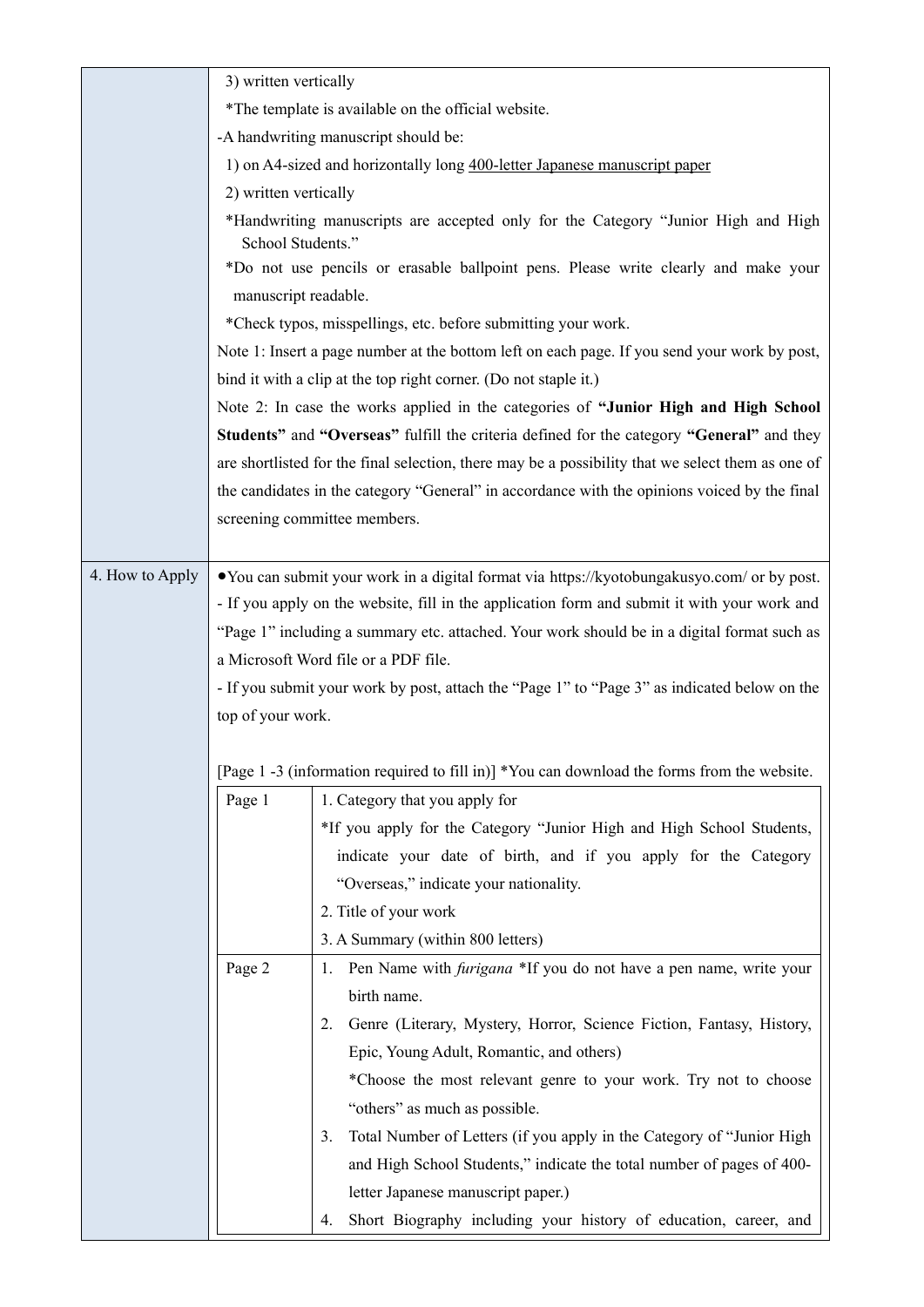| | |
|---|---|
| | 3) written vertically<br>*The template is available on the official website.<br>-A handwriting manuscript should be:<br>1) on A4-sized and horizontally long <u>400-letter Japanese manuscript paper</u><br>2) written vertically<br>*Handwriting manuscripts are accepted only for the Category "Junior High and High School Students."<br>*Do not use pencils or erasable ballpoint pens. Please write clearly and make your manuscript readable.<br>*Check typos, misspellings, etc. before submitting your work.<br>Note 1: Insert a page number at the bottom left on each page. If you send your work by post, bind it with a clip at the top right corner. (Do not staple it.)<br>Note 2: In case the works applied in the categories of **"Junior High and High School Students"** and **"Overseas"** fulfill the criteria defined for the category **"General"** and they are shortlisted for the final selection, there may be a possibility that we select them as one of the candidates in the category "General" in accordance with the opinions voiced by the final screening committee members. |
| 4. How to Apply | •You can submit your work in a digital format via https://kyotobungakusyo.com/ or by post.<br>- If you apply on the website, fill in the application form and submit it with your work and "Page 1" including a summary etc. attached. Your work should be in a digital format such as a Microsoft Word file or a PDF file.<br>- If you submit your work by post, attach the "Page 1" to "Page 3" as indicated below on the top of your work.<br><br>[Page 1 -3 (information required to fill in)] *You can download the forms from the website. |

| Page | Information |
|---|---|
| Page 1 | 1. Category that you apply for<br>*If you apply for the Category "Junior High and High School Students, indicate your date of birth, and if you apply for the Category "Overseas," indicate your nationality.<br>2. Title of your work<br>3. A Summary (within 800 letters) |
| Page 2 | 1. Pen Name with *furigana* *If you do not have a pen name, write your birth name.<br>2. Genre (Literary, Mystery, Horror, Science Fiction, Fantasy, History, Epic, Young Adult, Romantic, and others)<br>*Choose the most relevant genre to your work. Try not to choose "others" as much as possible.<br>3. Total Number of Letters (if you apply in the Category of "Junior High and High School Students," indicate the total number of pages of 400-letter Japanese manuscript paper.)<br>4. Short Biography including your history of education, career, and |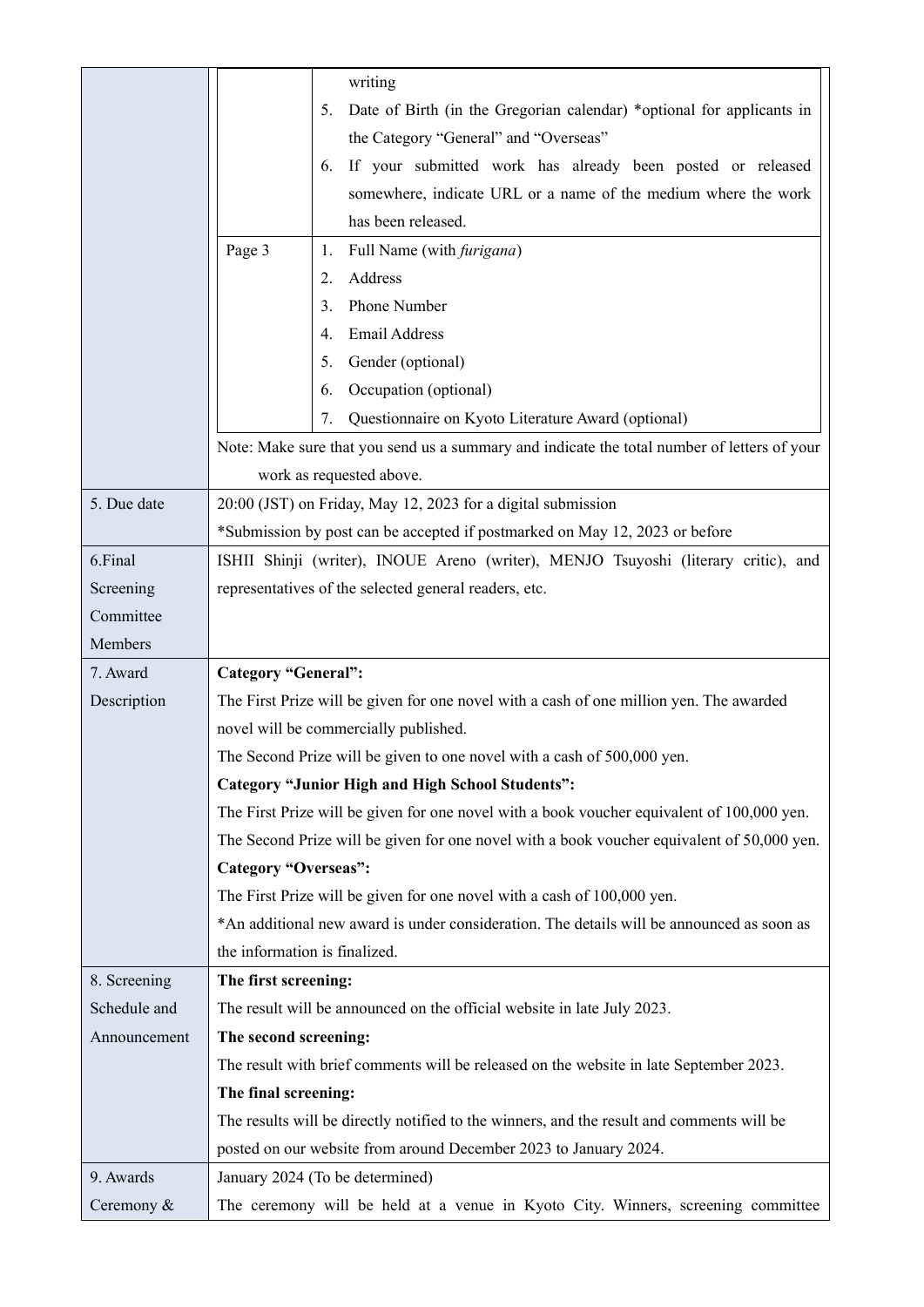| | | |
|---|---|---|
| | | writing<br>5. Date of Birth (in the Gregorian calendar) *optional for applicants in the Category "General" and "Overseas"<br>6. If your submitted work has already been posted or released somewhere, indicate URL or a name of the medium where the work has been released. |
| | Page 3 | 1. Full Name (with *furigana*)<br>2. Address<br>3. Phone Number<br>4. Email Address<br>5. Gender (optional)<br>6. Occupation (optional)<br>7. Questionnaire on Kyoto Literature Award (optional) |
| | Note: Make sure that you send us a summary and indicate the total number of letters of your work as requested above. | |
| 5. Due date | 20:00 (JST) on Friday, May 12, 2023 for a digital submission<br>*Submission by post can be accepted if postmarked on May 12, 2023 or before | |
| 6.Final Screening Committee Members | ISHII Shinji (writer), INOUE Areno (writer), MENJO Tsuyoshi (literary critic), and representatives of the selected general readers, etc. | |
| 7. Award Description | **Category "General":**<br>The First Prize will be given for one novel with a cash of one million yen. The awarded novel will be commercially published.<br>The Second Prize will be given to one novel with a cash of 500,000 yen.<br>**Category "Junior High and High School Students":**<br>The First Prize will be given for one novel with a book voucher equivalent of 100,000 yen.<br>The Second Prize will be given for one novel with a book voucher equivalent of 50,000 yen.<br>**Category "Overseas":**<br>The First Prize will be given for one novel with a cash of 100,000 yen.<br>*An additional new award is under consideration. The details will be announced as soon as the information is finalized. | |
| 8. Screening Schedule and Announcement | **The first screening:**<br>The result will be announced on the official website in late July 2023.<br>**The second screening:**<br>The result with brief comments will be released on the website in late September 2023.<br>**The final screening:**<br>The results will be directly notified to the winners, and the result and comments will be posted on our website from around December 2023 to January 2024. | |
| 9. Awards Ceremony & | January 2024 (To be determined)<br>The ceremony will be held at a venue in Kyoto City. Winners, screening committee | |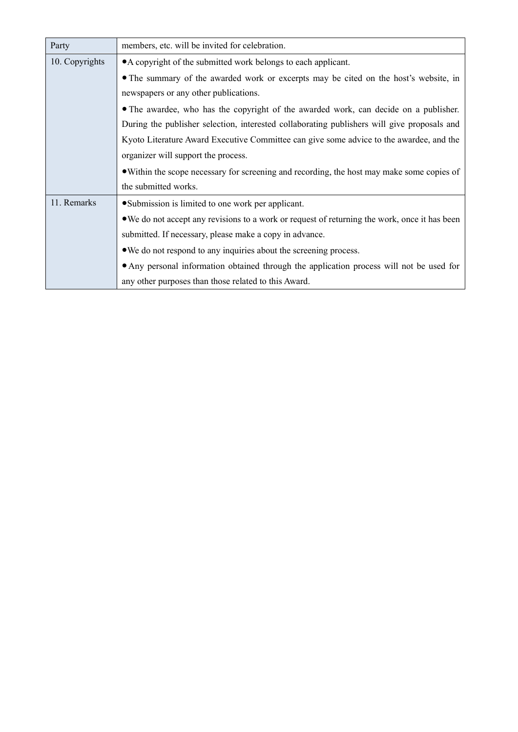| | |
|---|---|
| Party | members, etc. will be invited for celebration. |
| 10. Copyrights | ●A copyright of the submitted work belongs to each applicant.<br>● The summary of the awarded work or excerpts may be cited on the host's website, in newspapers or any other publications.<br>● The awardee, who has the copyright of the awarded work, can decide on a publisher. During the publisher selection, interested collaborating publishers will give proposals and Kyoto Literature Award Executive Committee can give some advice to the awardee, and the organizer will support the process.<br>●Within the scope necessary for screening and recording, the host may make some copies of the submitted works. |
| 11. Remarks | ●Submission is limited to one work per applicant.<br>●We do not accept any revisions to a work or request of returning the work, once it has been submitted. If necessary, please make a copy in advance.<br>●We do not respond to any inquiries about the screening process.<br>● Any personal information obtained through the application process will not be used for any other purposes than those related to this Award. |